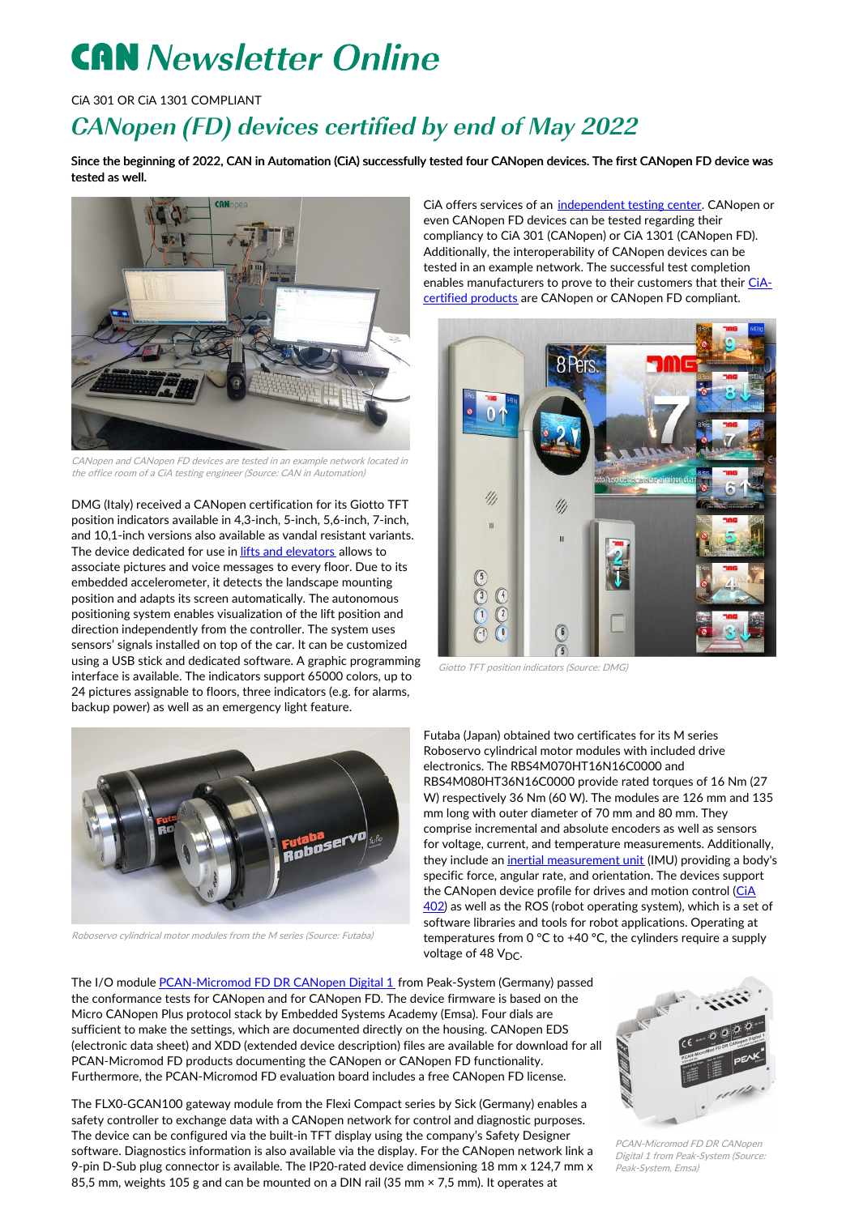# CAN Newsletter Online

CiA 301 OR CiA 1301 COMPLIANT

## CANopen (FD) devices certified by end of May 2022

**Since the beginning of 2022, CAN in Automation (CiA) successfully tested four CANopen devices. The first CANopen FD device was tested as well.**

CANopen and CANopen FD devices are tested in an example network located in the office room of a CiA testing engineer (Source: CAN in Automation)

CiA offers services of an independent testing center. CANopen or even CANopen FD devices can be tested regarding their compliancy to CiA 301 (CANopen) or CiA 1301 (CANopen FD). Additionally, the interoperability of CANopen devices can be tested in an example network. The successful test completion enables manufacturers to prove to their customers that their CiA-certified products are CANopen or CANopen FD compliant.

Giotto TFT position indicators (Source: DMG)

DMG (Italy) received a CANopen certification for its Giotto TFT position indicators available in 4,3-inch, 5-inch, 5,6-inch, 7-inch, and 10,1-inch versions also available as vandal resistant variants. The device dedicated for use in lifts and elevators allows to associate pictures and voice messages to every floor. Due to its embedded accelerometer, it detects the landscape mounting position and adapts its screen automatically. The autonomous positioning system enables visualization of the lift position and direction independently from the controller. The system uses sensors' signals installed on top of the car. It can be customized using a USB stick and dedicated software. A graphic programming interface is available. The indicators support 65000 colors, up to 24 pictures assignable to floors, three indicators (e.g. for alarms, backup power) as well as an emergency light feature.

Roboservo cylindrical motor modules from the M series (Source: Futaba)

Futaba (Japan) obtained two certificates for its M series Roboservo cylindrical motor modules with included drive electronics. The RBS4M070HT16N16C0000 and RBS4M080HT36N16C0000 provide rated torques of 16 Nm (27 W) respectively 36 Nm (60 W). The modules are 126 mm and 135 mm long with outer diameter of 70 mm and 80 mm. They comprise incremental and absolute encoders as well as sensors for voltage, current, and temperature measurements. Additionally, they include an inertial measurement unit (IMU) providing a body's specific force, angular rate, and orientation. The devices support the CANopen device profile for drives and motion control (CiA 402) as well as the ROS (robot operating system), which is a set of software libraries and tools for robot applications. Operating at temperatures from 0 °C to +40 °C, the cylinders require a supply voltage of 48 $V_{DC}$.

The I/O module PCAN-Micromod FD DR CANopen Digital 1 from Peak-System (Germany) passed the conformance tests for CANopen and for CANopen FD. The device firmware is based on the Micro CANopen Plus protocol stack by Embedded Systems Academy (Emsa). Four dials are sufficient to make the settings, which are documented directly on the housing. CANopen EDS (electronic data sheet) and XDD (extended device description) files are available for download for all PCAN-Micromod FD products documenting the CANopen or CANopen FD functionality. Furthermore, the PCAN-Micromod FD evaluation board includes a free CANopen FD license.

PCAN-Micromod FD DR CANopen Digital 1 from Peak-System (Source: Peak-System, Emsa)

The FLX0-GCAN100 gateway module from the Flexi Compact series by Sick (Germany) enables a safety controller to exchange data with a CANopen network for control and diagnostic purposes. The device can be configured via the built-in TFT display using the company's Safety Designer software. Diagnostics information is also available via the display. For the CANopen network link a 9-pin D-Sub plug connector is available. The IP20-rated device dimensioning 18 mm x 124,7 mm x 85,5 mm, weights 105 g and can be mounted on a DIN rail (35 mm × 7,5 mm). It operates at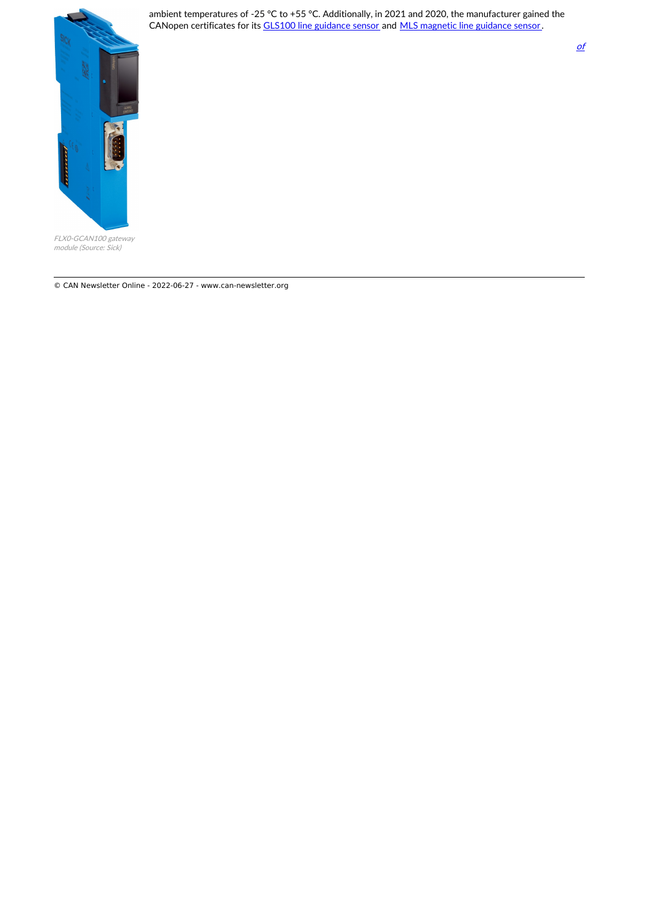ambient temperatures of -25 °C to +55 °C. Additionally, in 2021 and 2020, the manufacturer gained the CANopen certificates for its GLS100 line guidance sensor and MLS magnetic line guidance sensor.

*of*

*FLX0-GCAN100 gateway module (Source: Sick)*